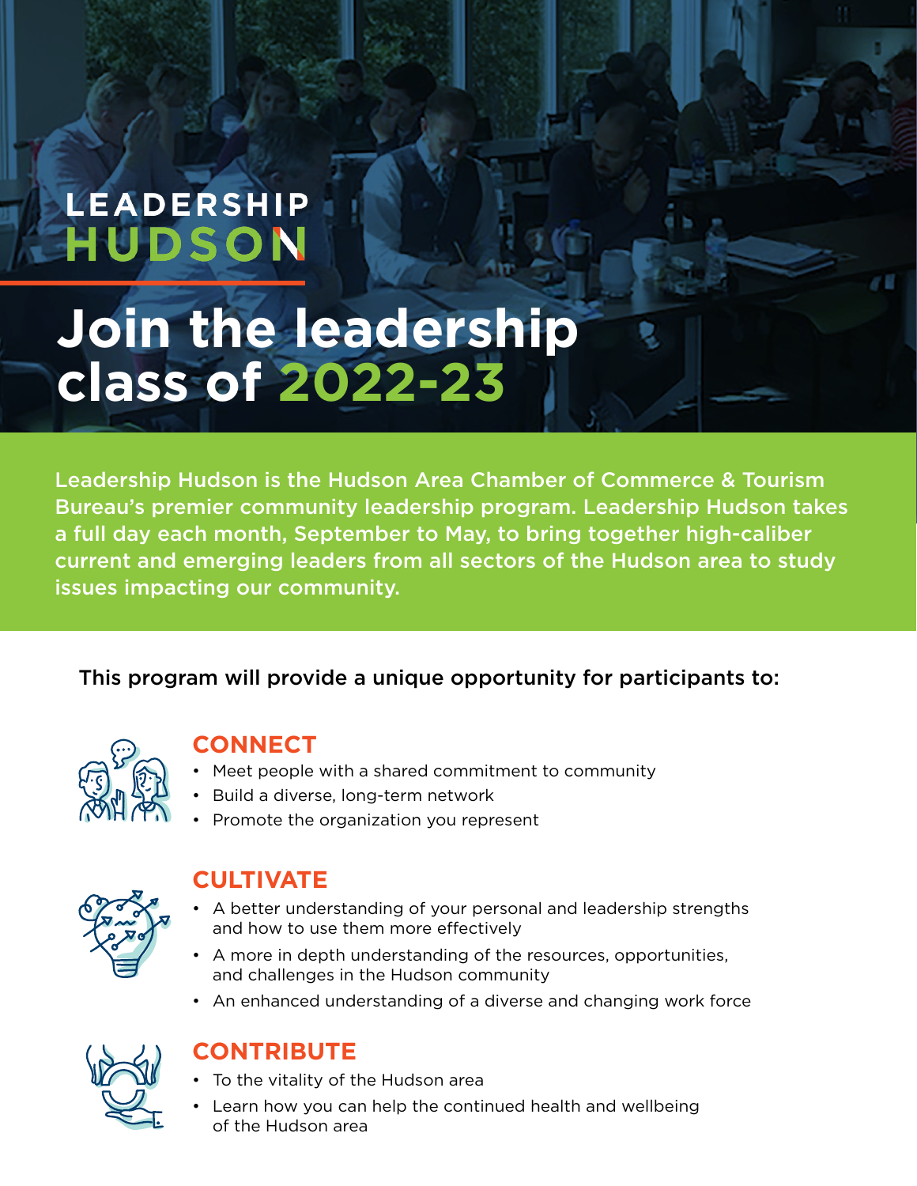# LEADERSHIP HUDSON

# Join the leadership class of 2022-23

Leadership Hudson is the Hudson Area Chamber of Commerce & Tourism Bureau's premier community leadership program. Leadership Hudson takes a full day each month, September to May, to bring together high-caliber current and emerging leaders from all sectors of the Hudson area to study issues impacting our community.

This program will provide a unique opportunity for participants to:

## CONNECT

- Meet people with a shared commitment to community
- Build a diverse, long-term network
- Promote the organization you represent

## CULTIVATE

- A better understanding of your personal and leadership strengths and how to use them more effectively
- A more in depth understanding of the resources, opportunities, and challenges in the Hudson community
- An enhanced understanding of a diverse and changing work force

## CONTRIBUTE

- To the vitality of the Hudson area
- Learn how you can help the continued health and wellbeing of the Hudson area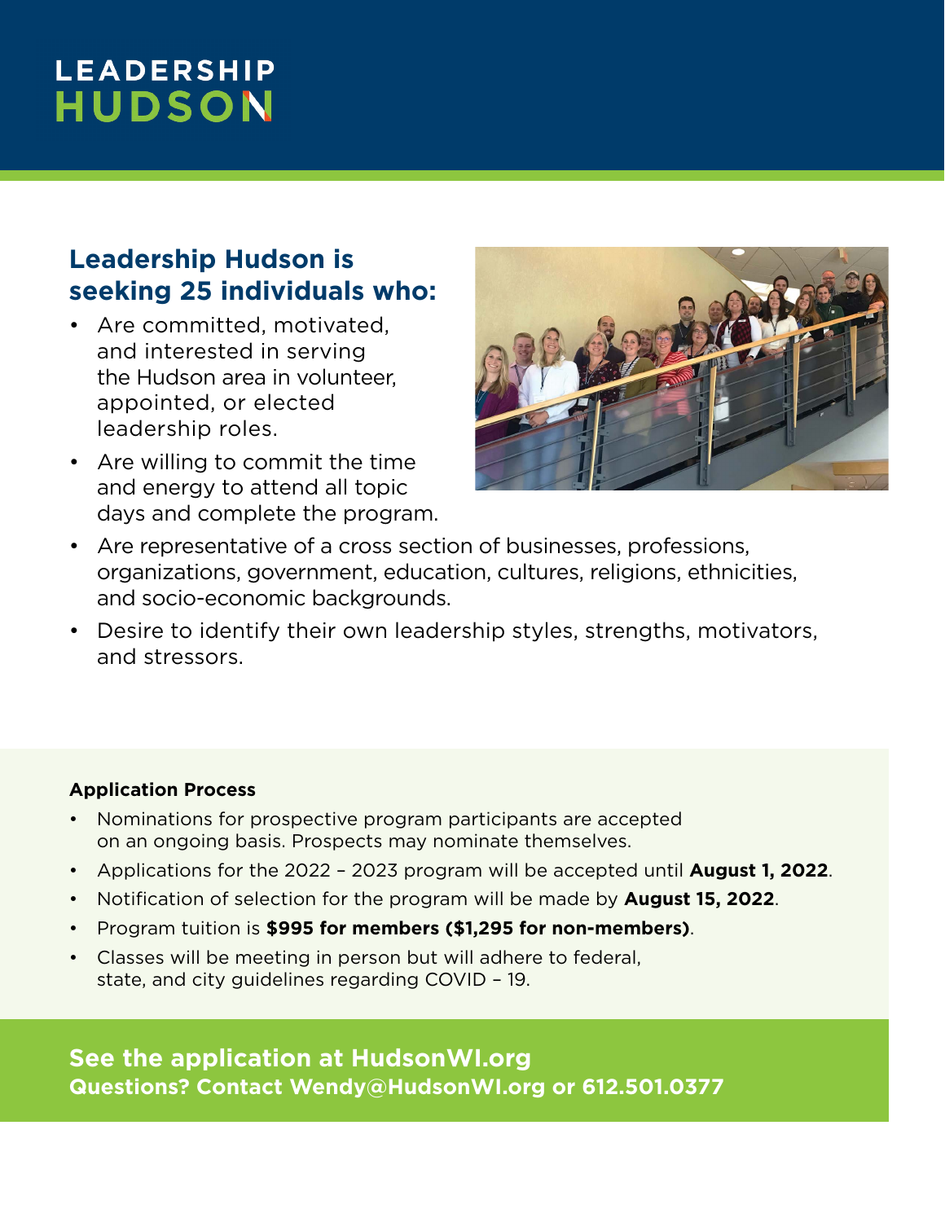# LEADERSHIP HUDSON

## Leadership Hudson is seeking 25 individuals who:

- Are committed, motivated, and interested in serving the Hudson area in volunteer, appointed, or elected leadership roles.
- Are willing to commit the time and energy to attend all topic days and complete the program.
- Are representative of a cross section of businesses, professions, organizations, government, education, cultures, religions, ethnicities, and socio-economic backgrounds.
- Desire to identify their own leadership styles, strengths, motivators, and stressors.

**Application Process**

- Nominations for prospective program participants are accepted on an ongoing basis. Prospects may nominate themselves.
- Applications for the 2022 – 2023 program will be accepted until **August 1, 2022**.
- Notification of selection for the program will be made by **August 15, 2022**.
- Program tuition is **$995 for members ($1,295 for non-members)**.
- Classes will be meeting in person but will adhere to federal, state, and city guidelines regarding COVID – 19.

**See the application at HudsonWI.org**
**Questions? Contact Wendy@HudsonWI.org or 612.501.0377**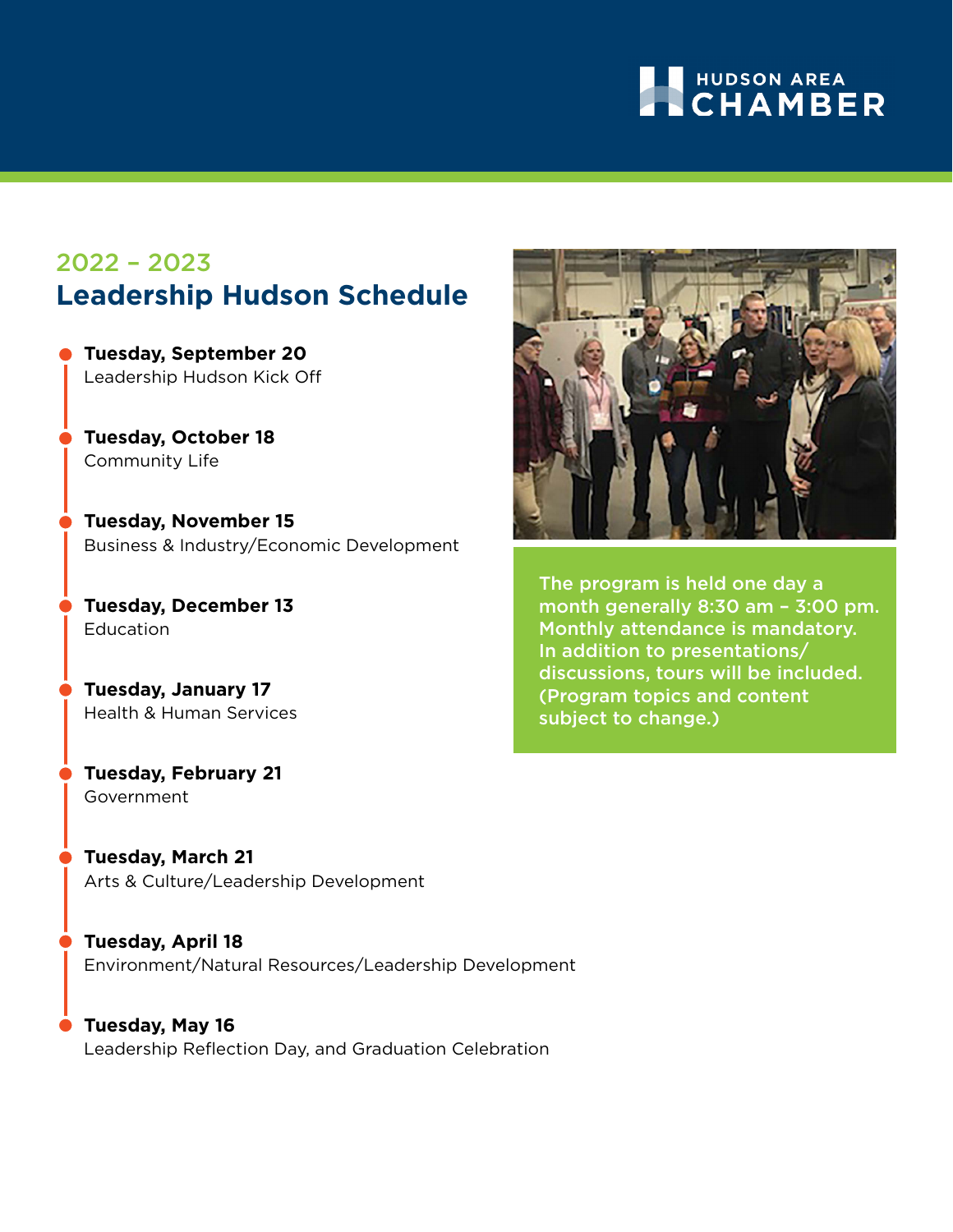HUDSON AREA CHAMBER

## 2022 – 2023

# Leadership Hudson Schedule

**Tuesday, September 20**
Leadership Hudson Kick Off

**Tuesday, October 18**
Community Life

**Tuesday, November 15**
Business & Industry/Economic Development

**Tuesday, December 13**
Education

**Tuesday, January 17**
Health & Human Services

**Tuesday, February 21**
Government

**Tuesday, March 21**
Arts & Culture/Leadership Development

**Tuesday, April 18**
Environment/Natural Resources/Leadership Development

**Tuesday, May 16**
Leadership Reflection Day, and Graduation Celebration

The program is held one day a month generally 8:30 am – 3:00 pm. Monthly attendance is mandatory. In addition to presentations/discussions, tours will be included. (Program topics and content subject to change.)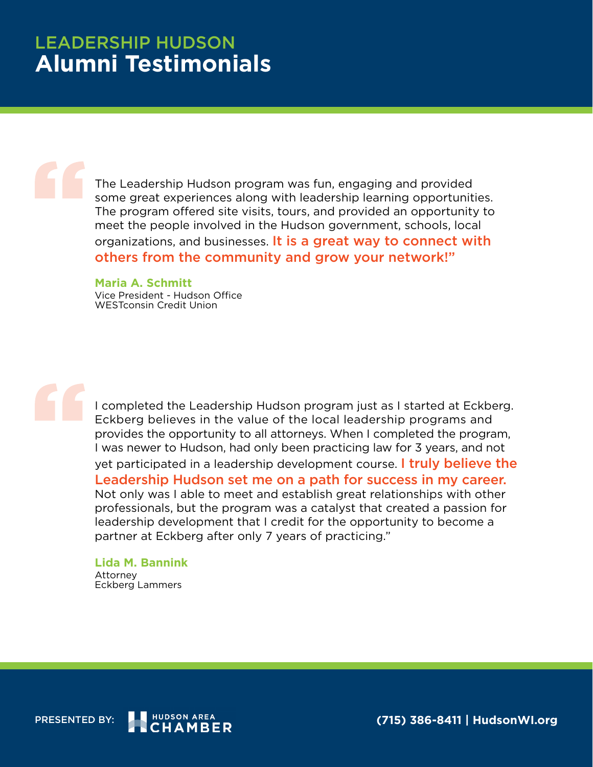# LEADERSHIP HUDSON
# Alumni Testimonials

"The Leadership Hudson program was fun, engaging and provided some great experiences along with leadership learning opportunities. The program offered site visits, tours, and provided an opportunity to meet the people involved in the Hudson government, schools, local organizations, and businesses. **It is a great way to connect with others from the community and grow your network!"**

**Maria A. Schmitt**
Vice President - Hudson Office
WESTconsin Credit Union

"I completed the Leadership Hudson program just as I started at Eckberg. Eckberg believes in the value of the local leadership programs and provides the opportunity to all attorneys. When I completed the program, I was newer to Hudson, had only been practicing law for 3 years, and not yet participated in a leadership development course. **I truly believe the Leadership Hudson set me on a path for success in my career.** Not only was I able to meet and establish great relationships with other professionals, but the program was a catalyst that created a passion for leadership development that I credit for the opportunity to become a partner at Eckberg after only 7 years of practicing."

**Lida M. Bannink**
Attorney
Eckberg Lammers

PRESENTED BY: HUDSON AREA CHAMBER

**(715) 386-8411 | HudsonWI.org**